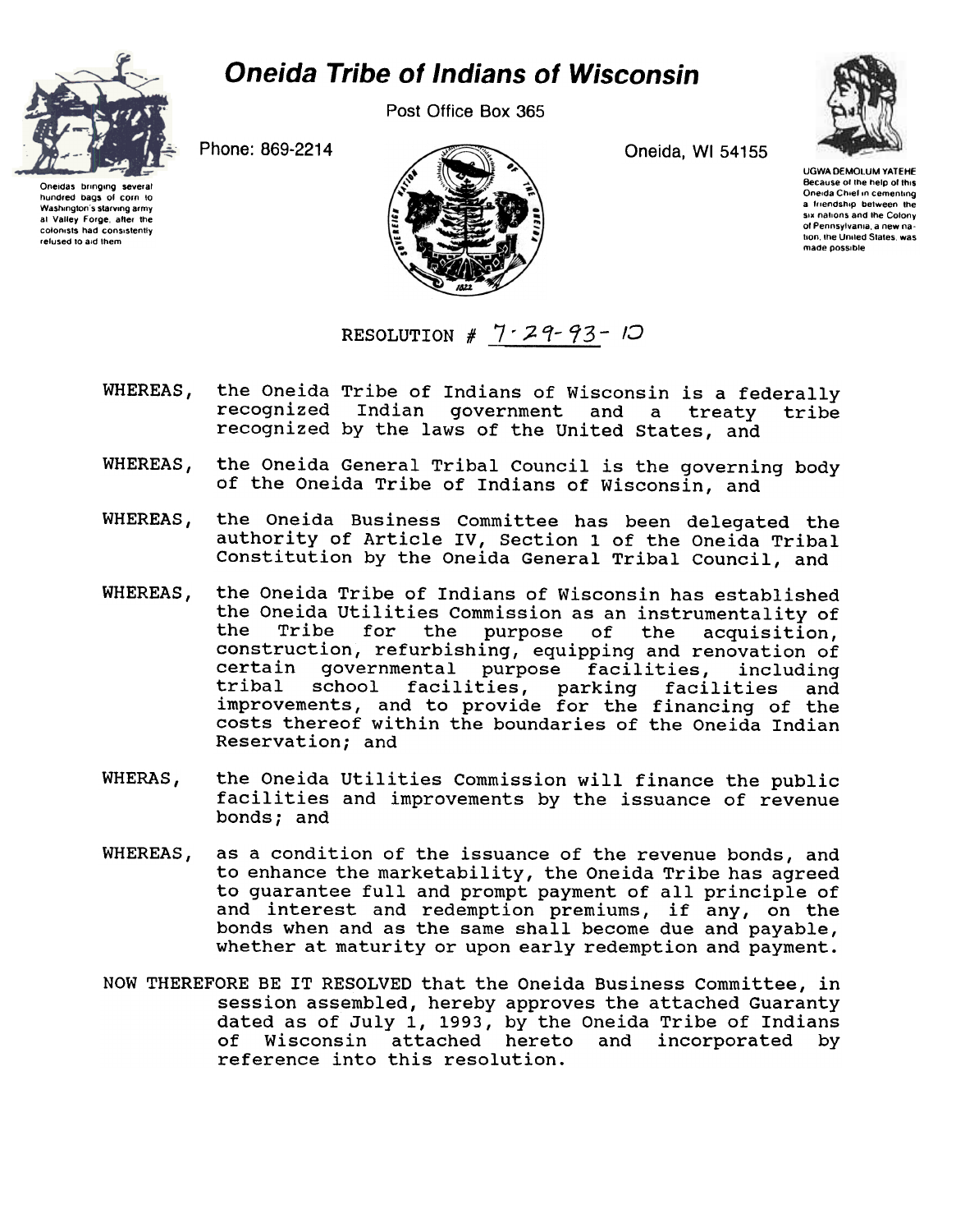# *Oneida Tribe of Indians of Wisconsin*

Post Office Box 365

Phone: 869-2214

Oneida, WI 54155

Oneidas bringing several hundred bags of corn to Washington's starving army at Valley Forge, after the colonists had consistently refused to aid them

UGWA DEMOLUM YATEHE
Because of the help of this Oneida Chief in cementing a friendship between the six nations and the Colony of Pennsylvania, a new nation, the United States, was made possible

RESOLUTION # 7-29-93-10

WHEREAS, the Oneida Tribe of Indians of Wisconsin is a federally recognized Indian government and a treaty tribe recognized by the laws of the United States, and

WHEREAS, the Oneida General Tribal Council is the governing body of the Oneida Tribe of Indians of Wisconsin, and

WHEREAS, the Oneida Business Committee has been delegated the authority of Article IV, Section 1 of the Oneida Tribal Constitution by the Oneida General Tribal Council, and

WHEREAS, the Oneida Tribe of Indians of Wisconsin has established the Oneida Utilities Commission as an instrumentality of the Tribe for the purpose of the acquisition, construction, refurbishing, equipping and renovation of certain governmental purpose facilities, including tribal school facilities, parking facilities and improvements, and to provide for the financing of the costs thereof within the boundaries of the Oneida Indian Reservation; and

WHERAS, the Oneida Utilities Commission will finance the public facilities and improvements by the issuance of revenue bonds; and

WHEREAS, as a condition of the issuance of the revenue bonds, and to enhance the marketability, the Oneida Tribe has agreed to guarantee full and prompt payment of all principle of and interest and redemption premiums, if any, on the bonds when and as the same shall become due and payable, whether at maturity or upon early redemption and payment.

NOW THEREFORE BE IT RESOLVED that the Oneida Business Committee, in session assembled, hereby approves the attached Guaranty dated as of July 1, 1993, by the Oneida Tribe of Indians of Wisconsin attached hereto and incorporated by reference into this resolution.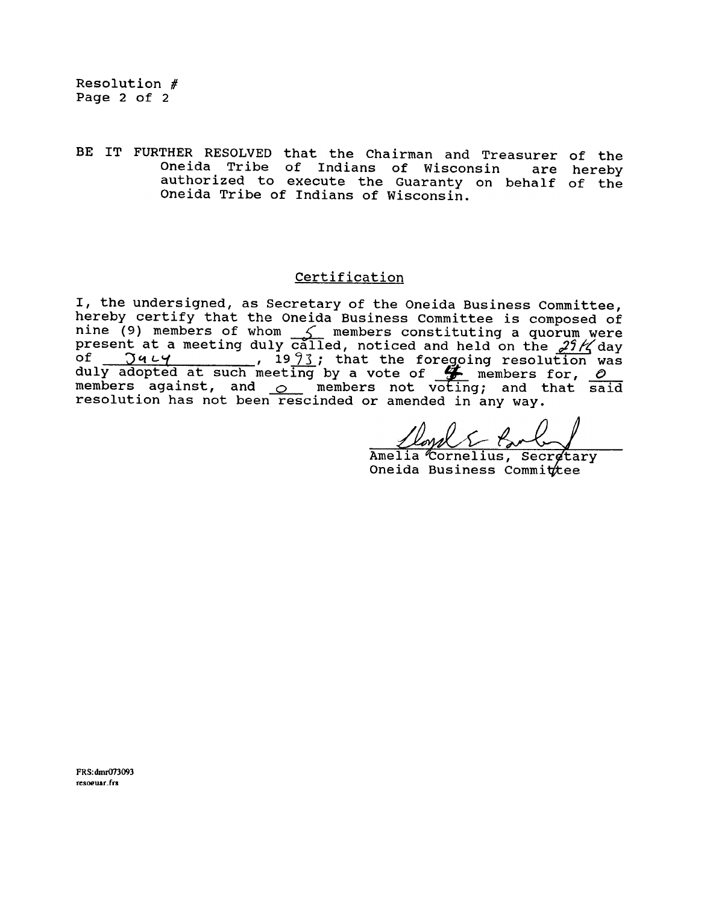Resolution #
Page 2 of 2

BE IT FURTHER RESOLVED that the Chairman and Treasurer of the Oneida Tribe of Indians of Wisconsin are hereby authorized to execute the Guaranty on behalf of the Oneida Tribe of Indians of Wisconsin.

## Certification

I, the undersigned, as Secretary of the Oneida Business Committee, hereby certify that the Oneida Business Committee is composed of nine (9) members of whom 5 members constituting a quorum were present at a meeting duly called, noticed and held on the 29th day of July, 1993; that the foregoing resolution was duly adopted at such meeting by a vote of 4 members for, 0 members against, and 0 members not voting; and that said resolution has not been rescinded or amended in any way.

Amelia Cornelius, Secretary
Oneida Business Committee

FRS:dmr073093
resoguar.frs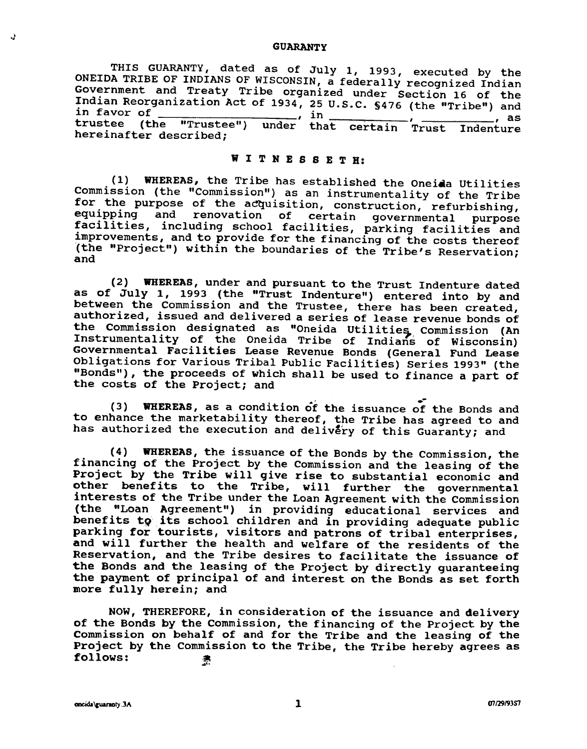# GUARANTY

THIS GUARANTY, dated as of July 1, 1993, executed by the ONEIDA TRIBE OF INDIANS OF WISCONSIN, a federally recognized Indian Government and Treaty Tribe organized under Section 16 of the Indian Reorganization Act of 1934, 25 U.S.C. §476 (the "Tribe") and in favor of ____________________, in ____________, ____________, as trustee (the "Trustee") under that certain Trust Indenture hereinafter described;

**W I T N E S S E T H:**

(1) **WHEREAS,** the Tribe has established the Oneida Utilities Commission (the "Commission") as an instrumentality of the Tribe for the purpose of the acquisition, construction, refurbishing, equipping and renovation of certain governmental purpose facilities, including school facilities, parking facilities and improvements, and to provide for the financing of the costs thereof (the "Project") within the boundaries of the Tribe's Reservation; and

(2) **WHEREAS,** under and pursuant to the Trust Indenture dated as of July 1, 1993 (the "Trust Indenture") entered into by and between the Commission and the Trustee, there has been created, authorized, issued and delivered a series of lease revenue bonds of the Commission designated as "Oneida Utilities Commission (An Instrumentality of the Oneida Tribe of Indians of Wisconsin) Governmental Facilities Lease Revenue Bonds (General Fund Lease Obligations for Various Tribal Public Facilities) Series 1993" (the "Bonds"), the proceeds of which shall be used to finance a part of the costs of the Project; and

(3) **WHEREAS,** as a condition of the issuance of the Bonds and to enhance the marketability thereof, the Tribe has agreed to and has authorized the execution and delivery of this Guaranty; and

(4) **WHEREAS,** the issuance of the Bonds by the Commission, the financing of the Project by the Commission and the leasing of the Project by the Tribe will give rise to substantial economic and other benefits to the Tribe, will further the governmental interests of the Tribe under the Loan Agreement with the Commission (the "Loan Agreement") in providing educational services and benefits to its school children and in providing adequate public parking for tourists, visitors and patrons of tribal enterprises, and will further the health and welfare of the residents of the Reservation, and the Tribe desires to facilitate the issuance of the Bonds and the leasing of the Project by directly guaranteeing the payment of principal of and interest on the Bonds as set forth more fully herein; and

NOW, THEREFORE, in consideration of the issuance and delivery of the Bonds by the Commission, the financing of the Project by the Commission on behalf of and for the Tribe and the leasing of the Project by the Commission to the Tribe, the Tribe hereby agrees as follows: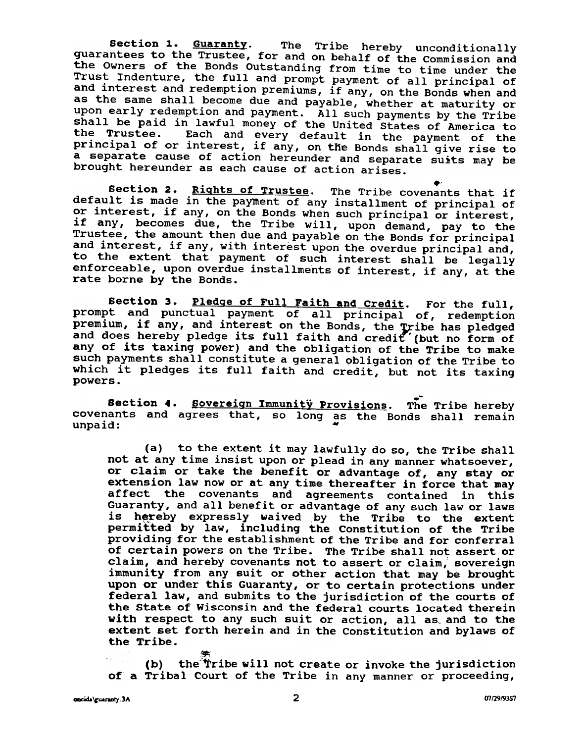**Section 1.** <u>Guaranty</u>. The Tribe hereby unconditionally guarantees to the Trustee, for and on behalf of the Commission and the Owners of the Bonds Outstanding from time to time under the Trust Indenture, the full and prompt payment of all principal of and interest and redemption premiums, if any, on the Bonds when and as the same shall become due and payable, whether at maturity or upon early redemption and payment. All such payments by the Tribe shall be paid in lawful money of the United States of America to the Trustee. Each and every default in the payment of the principal of or interest, if any, on the Bonds shall give rise to a separate cause of action hereunder and separate suits may be brought hereunder as each cause of action arises.

**Section 2.** <u>Rights of Trustee</u>. The Tribe covenants that if default is made in the payment of any installment of principal of or interest, if any, on the Bonds when such principal or interest, if any, becomes due, the Tribe will, upon demand, pay to the Trustee, the amount then due and payable on the Bonds for principal and interest, if any, with interest upon the overdue principal and, to the extent that payment of such interest shall be legally enforceable, upon overdue installments of interest, if any, at the rate borne by the Bonds.

**Section 3.** <u>Pledge of Full Faith and Credit</u>. For the full, prompt and punctual payment of all principal of, redemption premium, if any, and interest on the Bonds, the Tribe has pledged and does hereby pledge its full faith and credit (but no form of any of its taxing power) and the obligation of the Tribe to make such payments shall constitute a general obligation of the Tribe to which it pledges its full faith and credit, but not its taxing powers.

**Section 4.** <u>Sovereign Immunity Provisions</u>. The Tribe hereby covenants and agrees that, so long as the Bonds shall remain unpaid:

(a) to the extent it may lawfully do so, the Tribe shall not at any time insist upon or plead in any manner whatsoever, or claim or take the benefit or advantage of, any stay or extension law now or at any time thereafter in force that may affect the covenants and agreements contained in this Guaranty, and all benefit or advantage of any such law or laws is hereby expressly waived by the Tribe to the extent permitted by law, including the Constitution of the Tribe providing for the establishment of the Tribe and for conferral of certain powers on the Tribe. The Tribe shall not assert or claim, and hereby covenants not to assert or claim, sovereign immunity from any suit or other action that may be brought upon or under this Guaranty, or to certain protections under federal law, and submits to the jurisdiction of the courts of the State of Wisconsin and the federal courts located therein with respect to any such suit or action, all as and to the extent set forth herein and in the Constitution and bylaws of the Tribe.

(b) the Tribe will not create or invoke the jurisdiction of a Tribal Court of the Tribe in any manner or proceeding,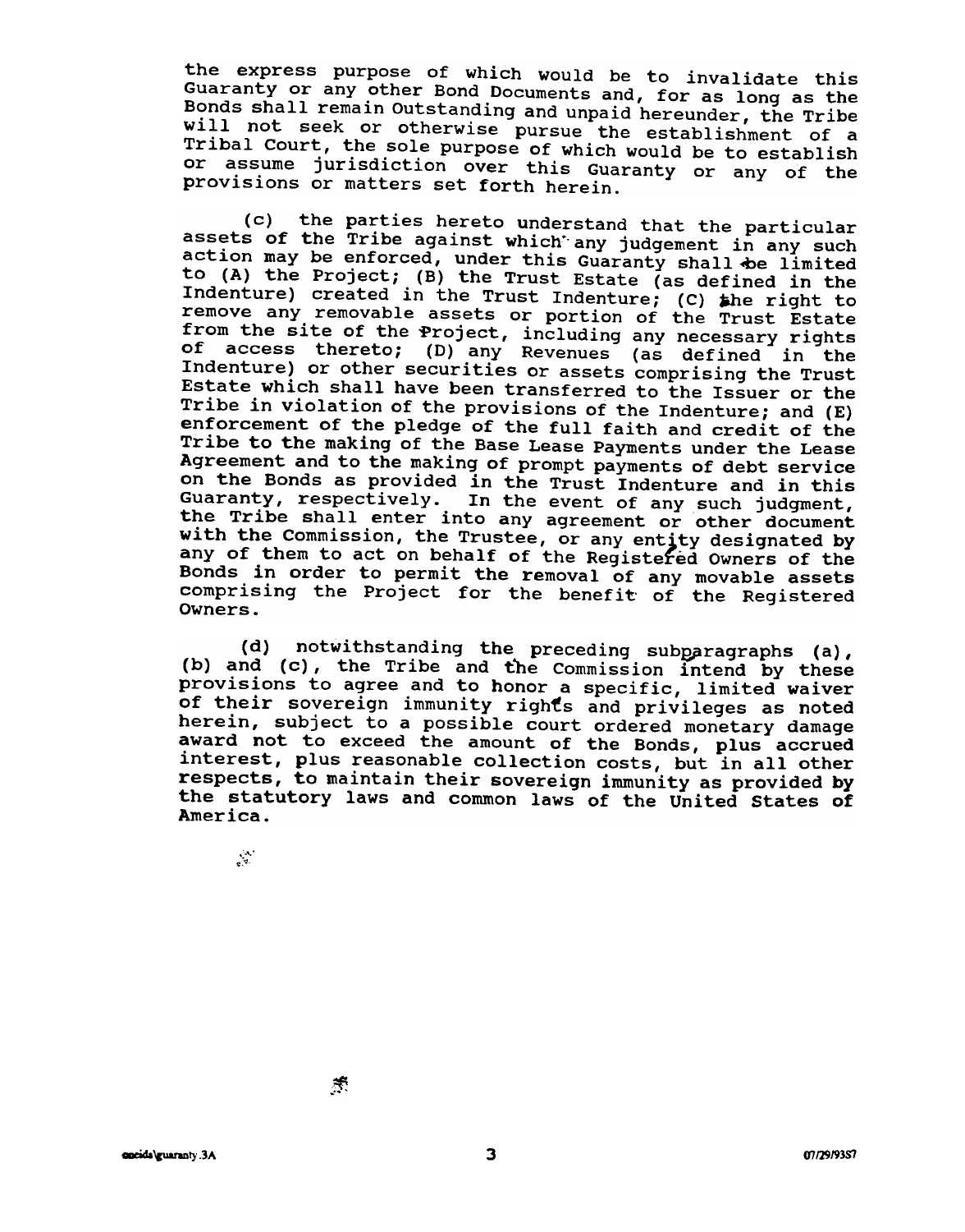the express purpose of which would be to invalidate this Guaranty or any other Bond Documents and, for as long as the Bonds shall remain Outstanding and unpaid hereunder, the Tribe will not seek or otherwise pursue the establishment of a Tribal Court, the sole purpose of which would be to establish or assume jurisdiction over this Guaranty or any of the provisions or matters set forth herein.

(c) the parties hereto understand that the particular assets of the Tribe against which any judgement in any such action may be enforced, under this Guaranty shall be limited to (A) the Project; (B) the Trust Estate (as defined in the Indenture) created in the Trust Indenture; (C) the right to remove any removable assets or portion of the Trust Estate from the site of the Project, including any necessary rights of access thereto; (D) any Revenues (as defined in the Indenture) or other securities or assets comprising the Trust Estate which shall have been transferred to the Issuer or the Tribe in violation of the provisions of the Indenture; and (E) enforcement of the pledge of the full faith and credit of the Tribe to the making of the Base Lease Payments under the Lease Agreement and to the making of prompt payments of debt service on the Bonds as provided in the Trust Indenture and in this Guaranty, respectively. In the event of any such judgment, the Tribe shall enter into any agreement or other document with the Commission, the Trustee, or any entity designated by any of them to act on behalf of the Registered Owners of the Bonds in order to permit the removal of any movable assets comprising the Project for the benefit of the Registered Owners.

(d) notwithstanding the preceding subparagraphs (a), (b) and (c), the Tribe and the Commission intend by these provisions to agree and to honor a specific, limited waiver of their sovereign immunity rights and privileges as noted herein, subject to a possible court ordered monetary damage award not to exceed the amount of the Bonds, plus accrued interest, plus reasonable collection costs, but in all other respects, to maintain their sovereign immunity as provided by the statutory laws and common laws of the United States of America.

oneida\guaranty.3A 07/29/93S7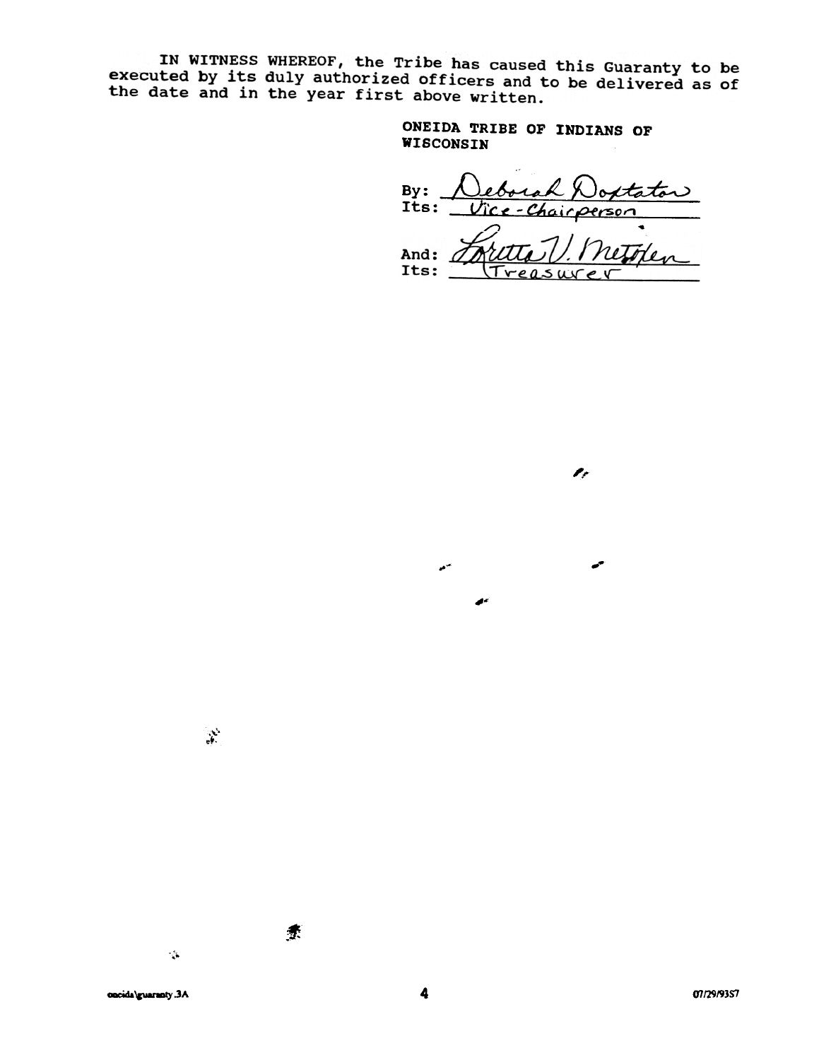IN WITNESS WHEREOF, the Tribe has caused this Guaranty to be executed by its duly authorized officers and to be delivered as of the date and in the year first above written.

**ONEIDA TRIBE OF INDIANS OF WISCONSIN**

By: Deborah Doxtator
Its: Vice-Chairperson

And: Loretta V. Metoxen
Its: Treasurer

oneida\guaranty.3A 07/29/93S7